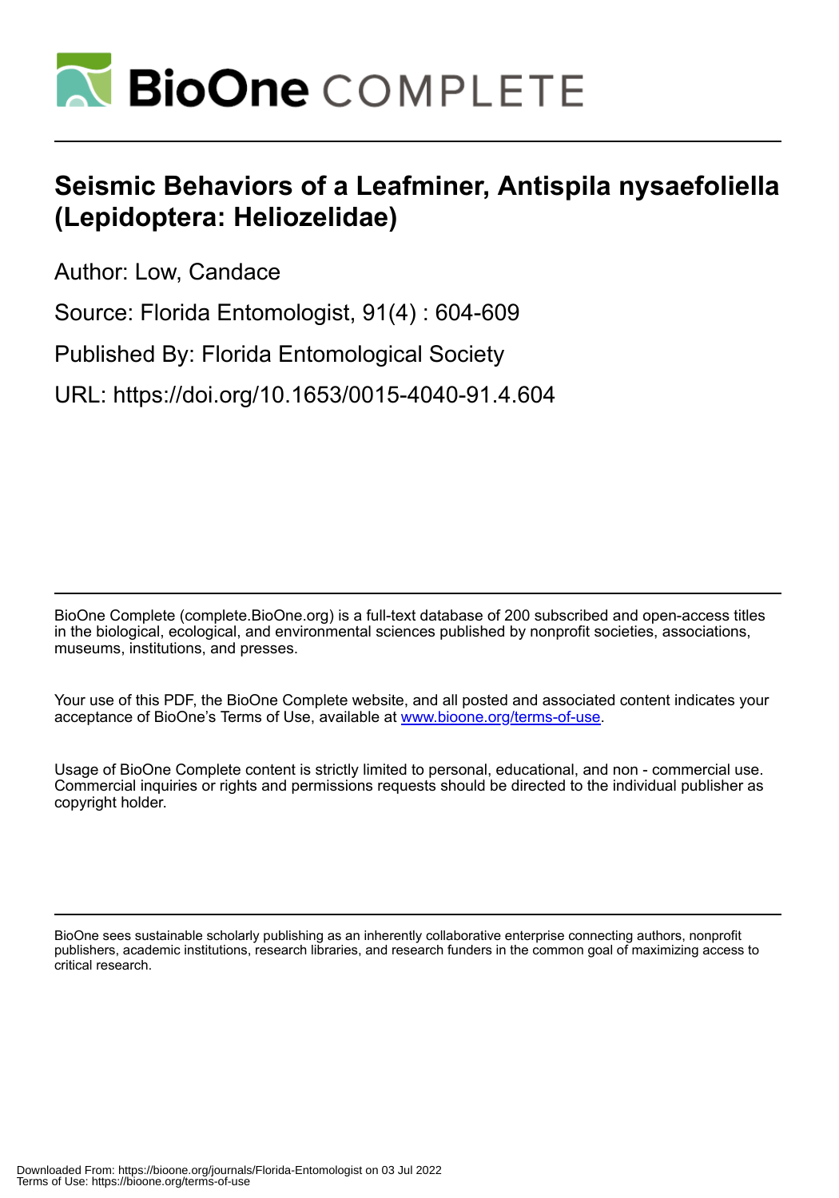# Seismic Behaviors of a Leafminer, Antispila nysaefoliella (Lepidoptera: Heliozelidae)

Author: Low, Candace

Source: Florida Entomologist, 91(4) : 604-609

Published By: Florida Entomological Society

URL: https://doi.org/10.1653/0015-4040-91.4.604

BioOne Complete (complete.BioOne.org) is a full-text database of 200 subscribed and open-access titles in the biological, ecological, and environmental sciences published by nonprofit societies, associations, museums, institutions, and presses.

Your use of this PDF, the BioOne Complete website, and all posted and associated content indicates your acceptance of BioOne's Terms of Use, available at www.bioone.org/terms-of-use.

Usage of BioOne Complete content is strictly limited to personal, educational, and non - commercial use. Commercial inquiries or rights and permissions requests should be directed to the individual publisher as copyright holder.

BioOne sees sustainable scholarly publishing as an inherently collaborative enterprise connecting authors, nonprofit publishers, academic institutions, research libraries, and research funders in the common goal of maximizing access to critical research.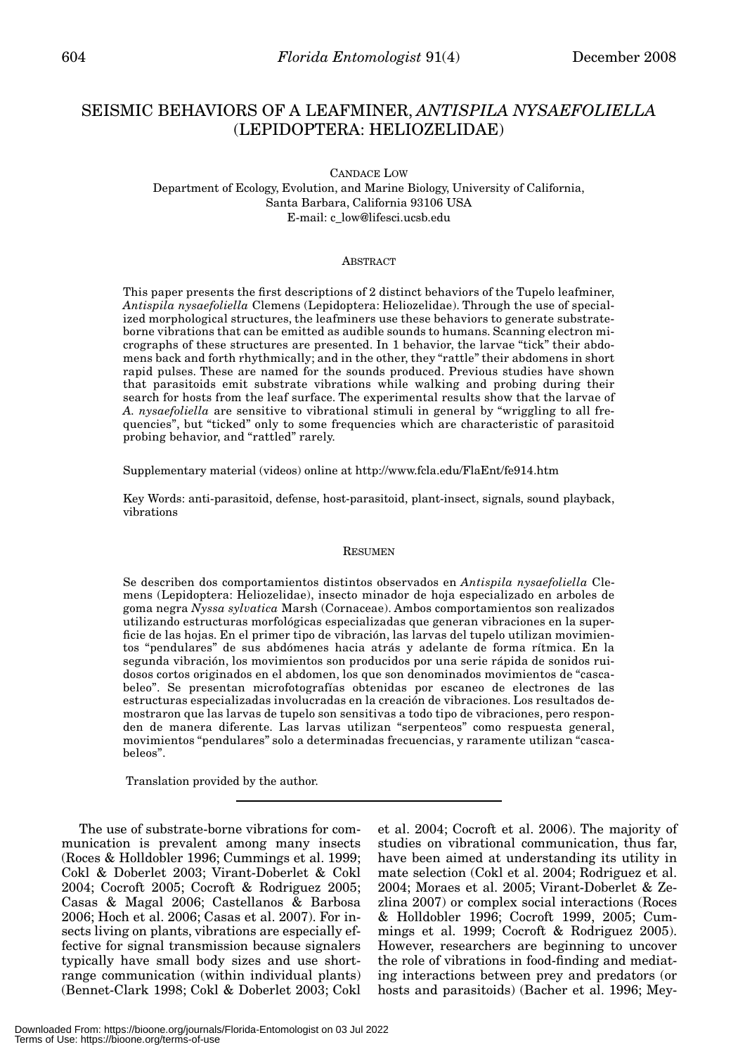# SEISMIC BEHAVIORS OF A LEAFMINER, *ANTISPILA NYSAEFOLIELLA* (LEPIDOPTERA: HELIOZELIDAE)

CANDACE LOW

Department of Ecology, Evolution, and Marine Biology, University of California, Santa Barbara, California 93106 USA

E-mail: c_low@lifesci.ucsb.edu

## ABSTRACT

This paper presents the first descriptions of 2 distinct behaviors of the Tupelo leafminer, *Antispila nysaefoliella* Clemens (Lepidoptera: Heliozelidae). Through the use of specialized morphological structures, the leafminers use these behaviors to generate substrate-borne vibrations that can be emitted as audible sounds to humans. Scanning electron micrographs of these structures are presented. In 1 behavior, the larvae "tick" their abdomens back and forth rhythmically; and in the other, they "rattle" their abdomens in short rapid pulses. These are named for the sounds produced. Previous studies have shown that parasitoids emit substrate vibrations while walking and probing during their search for hosts from the leaf surface. The experimental results show that the larvae of *A. nysaefoliella* are sensitive to vibrational stimuli in general by "wriggling to all frequencies", but "ticked" only to some frequencies which are characteristic of parasitoid probing behavior, and "rattled" rarely.

Supplementary material (videos) online at http://www.fcla.edu/FlaEnt/fe914.htm

Key Words: anti-parasitoid, defense, host-parasitoid, plant-insect, signals, sound playback, vibrations

## RESUMEN

Se describen dos comportamientos distintos observados en *Antispila nysaefoliella* Clemens (Lepidoptera: Heliozelidae), insecto minador de hoja especializado en arboles de goma negra *Nyssa sylvatica* Marsh (Cornaceae). Ambos comportamientos son realizados utilizando estructuras morfológicas especializadas que generan vibraciones en la superficie de las hojas. En el primer tipo de vibración, las larvas del tupelo utilizan movimientos "pendulares" de sus abdómenes hacia atrás y adelante de forma rítmica. En la segunda vibración, los movimientos son producidos por una serie rápida de sonidos ruidosos cortos originados en el abdomen, los que son denominados movimientos de "cascabeleo". Se presentan microfotografías obtenidas por escaneo de electrones de las estructuras especializadas involucradas en la creación de vibraciones. Los resultados demostraron que las larvas de tupelo son sensitivas a todo tipo de vibraciones, pero responden de manera diferente. Las larvas utilizan "serpenteos" como respuesta general, movimientos "pendulares" solo a determinadas frecuencias, y raramente utilizan "cascabeleos".

Translation provided by the author.

---

The use of substrate-borne vibrations for communication is prevalent among many insects (Roces & Holldobler 1996; Cummings et al. 1999; Cokl & Doberlet 2003; Virant-Doberlet & Cokl 2004; Cocroft 2005; Cocroft & Rodriguez 2005; Casas & Magal 2006; Castellanos & Barbosa 2006; Hoch et al. 2006; Casas et al. 2007). For insects living on plants, vibrations are especially effective for signal transmission because signalers typically have small body sizes and use short-range communication (within individual plants) (Bennet-Clark 1998; Cokl & Doberlet 2003; Cokl et al. 2004; Cocroft et al. 2006). The majority of studies on vibrational communication, thus far, have been aimed at understanding its utility in mate selection (Cokl et al. 2004; Rodriguez et al. 2004; Moraes et al. 2005; Virant-Doberlet & Zezlina 2007) or complex social interactions (Roces & Holldobler 1996; Cocroft 1999, 2005; Cummings et al. 1999; Cocroft & Rodriguez 2005). However, researchers are beginning to uncover the role of vibrations in food-finding and mediating interactions between prey and predators (or hosts and parasitoids) (Bacher et al. 1996; Mey-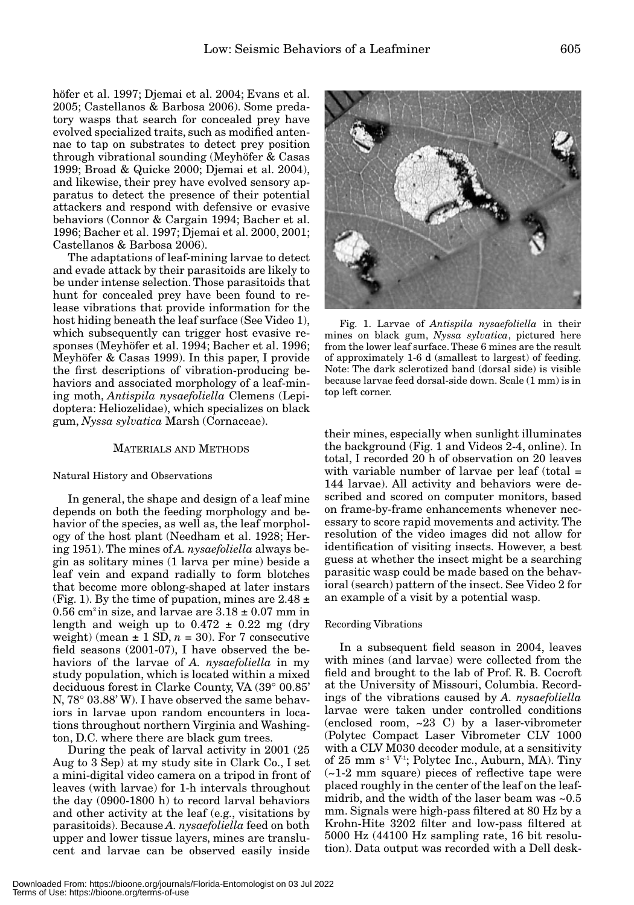höfer et al. 1997; Djemai et al. 2004; Evans et al. 2005; Castellanos & Barbosa 2006). Some predatory wasps that search for concealed prey have evolved specialized traits, such as modified antennae to tap on substrates to detect prey position through vibrational sounding (Meyhöfer & Casas 1999; Broad & Quicke 2000; Djemai et al. 2004), and likewise, their prey have evolved sensory apparatus to detect the presence of their potential attackers and respond with defensive or evasive behaviors (Connor & Cargain 1994; Bacher et al. 1996; Bacher et al. 1997; Djemai et al. 2000, 2001; Castellanos & Barbosa 2006).

The adaptations of leaf-mining larvae to detect and evade attack by their parasitoids are likely to be under intense selection. Those parasitoids that hunt for concealed prey have been found to release vibrations that provide information for the host hiding beneath the leaf surface (See Video 1), which subsequently can trigger host evasive responses (Meyhöfer et al. 1994; Bacher et al. 1996; Meyhöfer & Casas 1999). In this paper, I provide the first descriptions of vibration-producing behaviors and associated morphology of a leaf-mining moth, *Antispila nysaefoliella* Clemens (Lepidoptera: Heliozelidae), which specializes on black gum, *Nyssa sylvatica* Marsh (Cornaceae).

## MATERIALS AND METHODS

### Natural History and Observations

In general, the shape and design of a leaf mine depends on both the feeding morphology and behavior of the species, as well as, the leaf morphology of the host plant (Needham et al. 1928; Hering 1951). The mines of *A. nysaefoliella* always begin as solitary mines (1 larva per mine) beside a leaf vein and expand radially to form blotches that become more oblong-shaped at later instars (Fig. 1). By the time of pupation, mines are 2.48 ± 0.56 cm$^2$ in size, and larvae are 3.18 ± 0.07 mm in length and weigh up to 0.472 ± 0.22 mg (dry weight) (mean ± 1 SD, $n$ = 30). For 7 consecutive field seasons (2001-07), I have observed the behaviors of the larvae of *A. nysaefoliella* in my study population, which is located within a mixed deciduous forest in Clarke County, VA (39° 00.85' N, 78° 03.88' W). I have observed the same behaviors in larvae upon random encounters in locations throughout northern Virginia and Washington, D.C. where there are black gum trees.

During the peak of larval activity in 2001 (25 Aug to 3 Sep) at my study site in Clark Co., I set a mini-digital video camera on a tripod in front of leaves (with larvae) for 1-h intervals throughout the day (0900-1800 h) to record larval behaviors and other activity at the leaf (e.g., visitations by parasitoids). Because *A. nysaefoliella* feed on both upper and lower tissue layers, mines are translucent and larvae can be observed easily inside their mines, especially when sunlight illuminates the background (Fig. 1 and Videos 2-4, online). In total, I recorded 20 h of observation on 20 leaves with variable number of larvae per leaf (total = 144 larvae). All activity and behaviors were described and scored on computer monitors, based on frame-by-frame enhancements whenever necessary to score rapid movements and activity. The resolution of the video images did not allow for identification of visiting insects. However, a best guess at whether the insect might be a searching parasitic wasp could be made based on the behavioral (search) pattern of the insect. See Video 2 for an example of a visit by a potential wasp.

Fig. 1. Larvae of *Antispila nysaefoliella* in their mines on black gum, *Nyssa sylvatica*, pictured here from the lower leaf surface. These 6 mines are the result of approximately 1-6 d (smallest to largest) of feeding. Note: The dark sclerotized band (dorsal side) is visible because larvae feed dorsal-side down. Scale (1 mm) is in top left corner.

### Recording Vibrations

In a subsequent field season in 2004, leaves with mines (and larvae) were collected from the field and brought to the lab of Prof. R. B. Cocroft at the University of Missouri, Columbia. Recordings of the vibrations caused by *A. nysaefoliella* larvae were taken under controlled conditions (enclosed room, ~23 C) by a laser-vibrometer (Polytec Compact Laser Vibrometer CLV 1000 with a CLV M030 decoder module, at a sensitivity of 25 mm s$^{-1}$ V$^{-1}$; Polytec Inc., Auburn, MA). Tiny (~1-2 mm square) pieces of reflective tape were placed roughly in the center of the leaf on the leaf-midrib, and the width of the laser beam was ~0.5 mm. Signals were high-pass filtered at 80 Hz by a Krohn-Hite 3202 filter and low-pass filtered at 5000 Hz (44100 Hz sampling rate, 16 bit resolution). Data output was recorded with a Dell desk-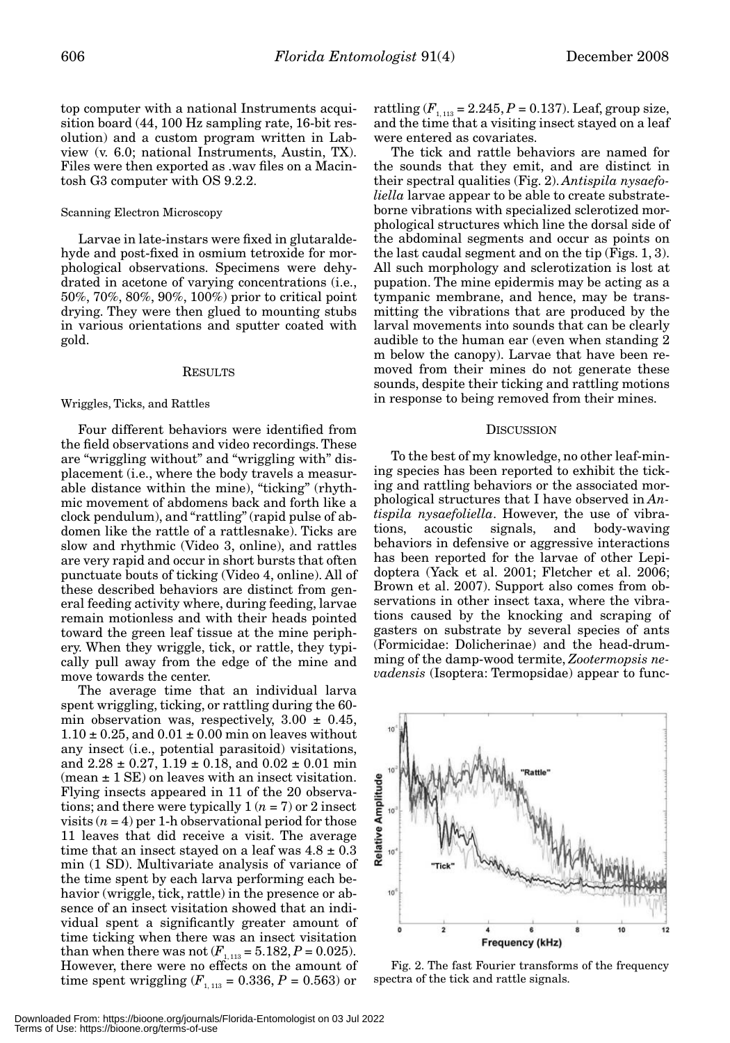top computer with a national Instruments acquisition board (44, 100 Hz sampling rate, 16-bit resolution) and a custom program written in Labview (v. 6.0; national Instruments, Austin, TX). Files were then exported as .wav files on a Macintosh G3 computer with OS 9.2.2.

### Scanning Electron Microscopy

Larvae in late-instars were fixed in glutaraldehyde and post-fixed in osmium tetroxide for morphological observations. Specimens were dehydrated in acetone of varying concentrations (i.e., 50%, 70%, 80%, 90%, 100%) prior to critical point drying. They were then glued to mounting stubs in various orientations and sputter coated with gold.

## RESULTS

### Wriggles, Ticks, and Rattles

Four different behaviors were identified from the field observations and video recordings. These are "wriggling without" and "wriggling with" displacement (i.e., where the body travels a measurable distance within the mine), "ticking" (rhythmic movement of abdomens back and forth like a clock pendulum), and "rattling" (rapid pulse of abdomen like the rattle of a rattlesnake). Ticks are slow and rhythmic (Video 3, online), and rattles are very rapid and occur in short bursts that often punctuate bouts of ticking (Video 4, online). All of these described behaviors are distinct from general feeding activity where, during feeding, larvae remain motionless and with their heads pointed toward the green leaf tissue at the mine periphery. When they wriggle, tick, or rattle, they typically pull away from the edge of the mine and move towards the center.

The average time that an individual larva spent wriggling, ticking, or rattling during the 60-min observation was, respectively, 3.00 ± 0.45, 1.10 ± 0.25, and 0.01 ± 0.00 min on leaves without any insect (i.e., potential parasitoid) visitations, and 2.28 ± 0.27, 1.19 ± 0.18, and 0.02 ± 0.01 min (mean ± 1 SE) on leaves with an insect visitation. Flying insects appeared in 11 of the 20 observations; and there were typically 1 ($n$ = 7) or 2 insect visits ($n$ = 4) per 1-h observational period for those 11 leaves that did receive a visit. The average time that an insect stayed on a leaf was 4.8 ± 0.3 min (1 SD). Multivariate analysis of variance of the time spent by each larva performing each behavior (wriggle, tick, rattle) in the presence or absence of an insect visitation showed that an individual spent a significantly greater amount of time ticking when there was an insect visitation than when there was not ($F_{1, 113} = 5.182, P = 0.025$). However, there were no effects on the amount of time spent wriggling ($F_{1, 113} = 0.336, P = 0.563$) or rattling ($F_{1, 113} = 2.245, P = 0.137$). Leaf, group size, and the time that a visiting insect stayed on a leaf were entered as covariates.

The tick and rattle behaviors are named for the sounds that they emit, and are distinct in their spectral qualities (Fig. 2). *Antispila nysaefoliella* larvae appear to be able to create substrate-borne vibrations with specialized sclerotized morphological structures which line the dorsal side of the abdominal segments and occur as points on the last caudal segment and on the tip (Figs. 1, 3). All such morphology and sclerotization is lost at pupation. The mine epidermis may be acting as a tympanic membrane, and hence, may be transmitting the vibrations that are produced by the larval movements into sounds that can be clearly audible to the human ear (even when standing 2 m below the canopy). Larvae that have been removed from their mines do not generate these sounds, despite their ticking and rattling motions in response to being removed from their mines.

## DISCUSSION

To the best of my knowledge, no other leaf-mining species has been reported to exhibit the ticking and rattling behaviors or the associated morphological structures that I have observed in *Antispila nysaefoliella*. However, the use of vibrations, acoustic signals, and body-waving behaviors in defensive or aggressive interactions has been reported for the larvae of other Lepidoptera (Yack et al. 2001; Fletcher et al. 2006; Brown et al. 2007). Support also comes from observations in other insect taxa, where the vibrations caused by the knocking and scraping of gasters on substrate by several species of ants (Formicidae: Dolicherinae) and the head-drumming of the damp-wood termite, *Zootermopsis nevadensis* (Isoptera: Termopsidae) appear to func-

Fig. 2. The fast Fourier transforms of the frequency spectra of the tick and rattle signals.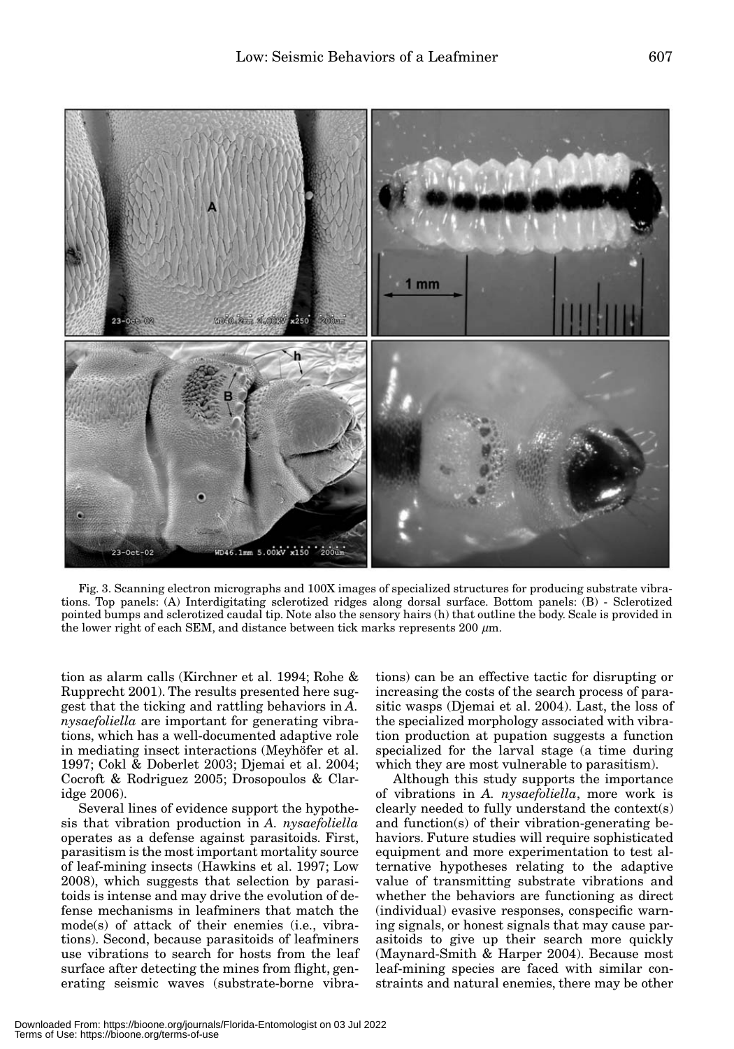Fig. 3. Scanning electron micrographs and 100X images of specialized structures for producing substrate vibrations. Top panels: (A) Interdigitating sclerotized ridges along dorsal surface. Bottom panels: (B) - Sclerotized pointed bumps and sclerotized caudal tip. Note also the sensory hairs (h) that outline the body. Scale is provided in the lower right of each SEM, and distance between tick marks represents 200 $\mu$m.

tion as alarm calls (Kirchner et al. 1994; Rohe & Rupprecht 2001). The results presented here suggest that the ticking and rattling behaviors in *A. nysaefoliella* are important for generating vibrations, which has a well-documented adaptive role in mediating insect interactions (Meyhöfer et al. 1997; Cokl & Doberlet 2003; Djemai et al. 2004; Cocroft & Rodriguez 2005; Drosopoulos & Claridge 2006).

Several lines of evidence support the hypothesis that vibration production in *A. nysaefoliella* operates as a defense against parasitoids. First, parasitism is the most important mortality source of leaf-mining insects (Hawkins et al. 1997; Low 2008), which suggests that selection by parasitoids is intense and may drive the evolution of defense mechanisms in leafminers that match the mode(s) of attack of their enemies (i.e., vibrations). Second, because parasitoids of leafminers use vibrations to search for hosts from the leaf surface after detecting the mines from flight, generating seismic waves (substrate-borne vibrations) can be an effective tactic for disrupting or increasing the costs of the search process of parasitic wasps (Djemai et al. 2004). Last, the loss of the specialized morphology associated with vibration production at pupation suggests a function specialized for the larval stage (a time during which they are most vulnerable to parasitism).

Although this study supports the importance of vibrations in *A. nysaefoliella*, more work is clearly needed to fully understand the context(s) and function(s) of their vibration-generating behaviors. Future studies will require sophisticated equipment and more experimentation to test alternative hypotheses relating to the adaptive value of transmitting substrate vibrations and whether the behaviors are functioning as direct (individual) evasive responses, conspecific warning signals, or honest signals that may cause parasitoids to give up their search more quickly (Maynard-Smith & Harper 2004). Because most leaf-mining species are faced with similar constraints and natural enemies, there may be other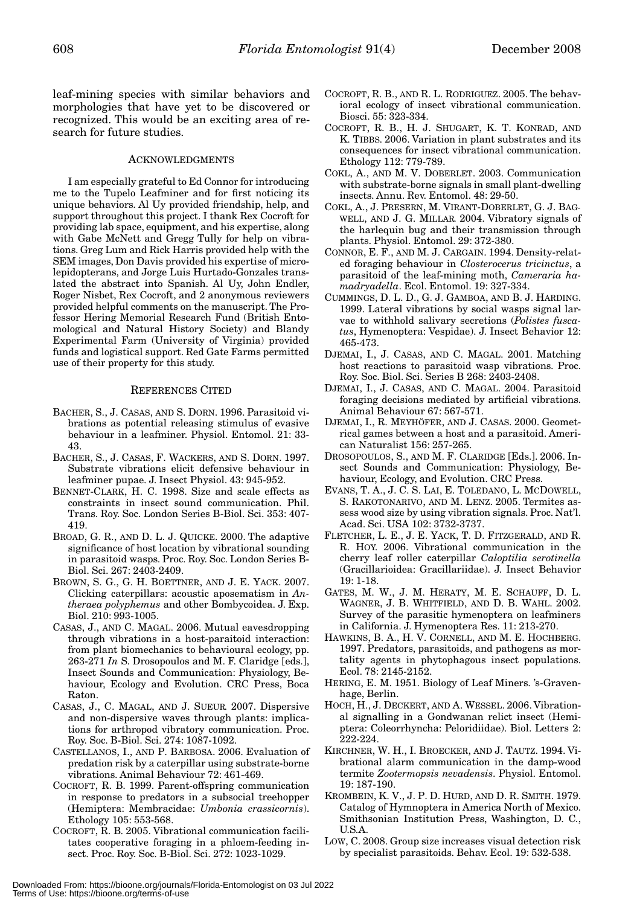leaf-mining species with similar behaviors and morphologies that have yet to be discovered or recognized. This would be an exciting area of research for future studies.

## ACKNOWLEDGMENTS

I am especially grateful to Ed Connor for introducing me to the Tupelo Leafminer and for first noticing its unique behaviors. Al Uy provided friendship, help, and support throughout this project. I thank Rex Cocroft for providing lab space, equipment, and his expertise, along with Gabe McNett and Gregg Tully for help on vibrations. Greg Lum and Rick Harris provided help with the SEM images, Don Davis provided his expertise of microlepidopterans, and Jorge Luis Hurtado-Gonzales translated the abstract into Spanish. Al Uy, John Endler, Roger Nisbet, Rex Cocroft, and 2 anonymous reviewers provided helpful comments on the manuscript. The Professor Hering Memorial Research Fund (British Entomological and Natural History Society) and Blandy Experimental Farm (University of Virginia) provided funds and logistical support. Red Gate Farms permitted use of their property for this study.

## REFERENCES CITED

BACHER, S., J. CASAS, AND S. DORN. 1996. Parasitoid vibrations as potential releasing stimulus of evasive behaviour in a leafminer. Physiol. Entomol. 21: 33-43.

BACHER, S., J. CASAS, F. WACKERS, AND S. DORN. 1997. Substrate vibrations elicit defensive behaviour in leafminer pupae. J. Insect Physiol. 43: 945-952.

BENNET-CLARK, H. C. 1998. Size and scale effects as constraints in insect sound communication. Phil. Trans. Roy. Soc. London Series B-Biol. Sci. 353: 407-419.

BROAD, G. R., AND D. L. J. QUICKE. 2000. The adaptive significance of host location by vibrational sounding in parasitoid wasps. Proc. Roy. Soc. London Series B-Biol. Sci. 267: 2403-2409.

BROWN, S. G., G. H. BOETTNER, AND J. E. YACK. 2007. Clicking caterpillars: acoustic aposematism in *Antheraea polyphemus* and other Bombycoidea. J. Exp. Biol. 210: 993-1005.

CASAS, J., AND C. MAGAL. 2006. Mutual eavesdropping through vibrations in a host-paraitoid interaction: from plant biomechanics to behavioural ecology, pp. 263-271 *In* S. Drosopoulos and M. F. Claridge [eds.], Insect Sounds and Communication: Physiology, Behaviour, Ecology and Evolution. CRC Press, Boca Raton.

CASAS, J., C. MAGAL, AND J. SUEUR. 2007. Dispersive and non-dispersive waves through plants: implications for arthropod vibratory communication. Proc. Roy. Soc. B-Biol. Sci. 274: 1087-1092.

CASTELLANOS, I., AND P. BARBOSA. 2006. Evaluation of predation risk by a caterpillar using substrate-borne vibrations. Animal Behaviour 72: 461-469.

COCROFT, R. B. 1999. Parent-offspring communication in response to predators in a subsocial treehopper (Hemiptera: Membracidae: *Umbonia crassicornis*). Ethology 105: 553-568.

COCROFT, R. B. 2005. Vibrational communication facilitates cooperative foraging in a phloem-feeding insect. Proc. Roy. Soc. B-Biol. Sci. 272: 1023-1029.

COCROFT, R. B., AND R. L. RODRIGUEZ. 2005. The behavioral ecology of insect vibrational communication. Biosci. 55: 323-334.

COCROFT, R. B., H. J. SHUGART, K. T. KONRAD, AND K. TIBBS. 2006. Variation in plant substrates and its consequences for insect vibrational communication. Ethology 112: 779-789.

COKL, A., AND M. V. DOBERLET. 2003. Communication with substrate-borne signals in small plant-dwelling insects. Annu. Rev. Entomol. 48: 29-50.

COKL, A., J. PRESERN, M. VIRANT-DOBERLET, G. J. BAGWELL, AND J. G. MILLAR. 2004. Vibratory signals of the harlequin bug and their transmission through plants. Physiol. Entomol. 29: 372-380.

CONNOR, E. F., AND M. J. CARGAIN. 1994. Density-related foraging behaviour in *Closterocerus tricinctus*, a parasitoid of the leaf-mining moth, *Cameraria hamadryadella*. Ecol. Entomol. 19: 327-334.

CUMMINGS, D. L. D., G. J. GAMBOA, AND B. J. HARDING. 1999. Lateral vibrations by social wasps signal larvae to withhold salivary secretions (*Polistes fuscatus*, Hymenoptera: Vespidae). J. Insect Behavior 12: 465-473.

DJEMAI, I., J. CASAS, AND C. MAGAL. 2001. Matching host reactions to parasitoid wasp vibrations. Proc. Roy. Soc. Biol. Sci. Series B 268: 2403-2408.

DJEMAI, I., J. CASAS, AND C. MAGAL. 2004. Parasitoid foraging decisions mediated by artificial vibrations. Animal Behaviour 67: 567-571.

DJEMAI, I., R. MEYHÖFER, AND J. CASAS. 2000. Geometrical games between a host and a parasitoid. American Naturalist 156: 257-265.

DROSOPOULOS, S., AND M. F. CLARIDGE [Eds.]. 2006. Insect Sounds and Communication: Physiology, Behaviour, Ecology, and Evolution. CRC Press.

EVANS, T. A., J. C. S. LAI, E. TOLEDANO, L. MCDOWELL, S. RAKOTONARIVO, AND M. LENZ. 2005. Termites assess wood size by using vibration signals. Proc. Nat'l. Acad. Sci. USA 102: 3732-3737.

FLETCHER, L. E., J. E. YACK, T. D. FITZGERALD, AND R. R. HOY. 2006. Vibrational communication in the cherry leaf roller caterpillar *Caloptilia serotinella* (Gracillarioidea: Gracillariidae). J. Insect Behavior 19: 1-18.

GATES, M. W., J. M. HERATY, M. E. SCHAUFF, D. L. WAGNER, J. B. WHITFIELD, AND D. B. WAHL. 2002. Survey of the parasitic hymenoptera on leafminers in California. J. Hymenoptera Res. 11: 213-270.

HAWKINS, B. A., H. V. CORNELL, AND M. E. HOCHBERG. 1997. Predators, parasitoids, and pathogens as mortality agents in phytophagous insect populations. Ecol. 78: 2145-2152.

HERING, E. M. 1951. Biology of Leaf Miners. 's-Gravenhage, Berlin.

HOCH, H., J. DECKERT, AND A. WESSEL. 2006. Vibrational signalling in a Gondwanan relict insect (Hemiptera: Coleorrhyncha: Peloridiidae). Biol. Letters 2: 222-224.

KIRCHNER, W. H., I. BROECKER, AND J. TAUTZ. 1994. Vibrational alarm communication in the damp-wood termite *Zootermopsis nevadensis*. Physiol. Entomol. 19: 187-190.

KROMBEIN, K. V., J. P. D. HURD, AND D. R. SMITH. 1979. Catalog of Hymnoptera in America North of Mexico. Smithsonian Institution Press, Washington, D. C., U.S.A.

LOW, C. 2008. Group size increases visual detection risk by specialist parasitoids. Behav. Ecol. 19: 532-538.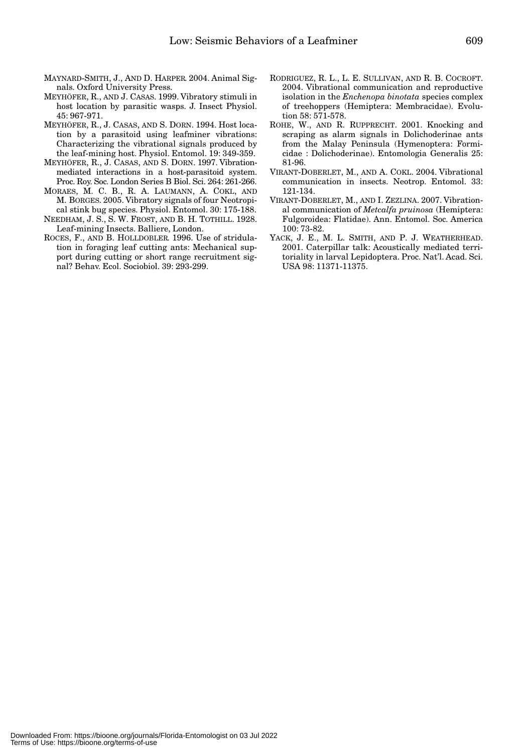MAYNARD-SMITH, J., AND D. HARPER. 2004. Animal Signals. Oxford University Press.

MEYHÖFER, R., AND J. CASAS. 1999. Vibratory stimuli in host location by parasitic wasps. J. Insect Physiol. 45: 967-971.

MEYHÖFER, R., J. CASAS, AND S. DORN. 1994. Host location by a parasitoid using leafminer vibrations: Characterizing the vibrational signals produced by the leaf-mining host. Physiol. Entomol. 19: 349-359.

MEYHÖFER, R., J. CASAS, AND S. DORN. 1997. Vibration-mediated interactions in a host-parasitoid system. Proc. Roy. Soc. London Series B Biol. Sci. 264: 261-266.

MORAES, M. C. B., R. A. LAUMANN, A. COKL, AND M. BORGES. 2005. Vibratory signals of four Neotropical stink bug species. Physiol. Entomol. 30: 175-188.

NEEDHAM, J. S., S. W. FROST, AND B. H. TOTHILL. 1928. Leaf-mining Insects. Balliere, London.

ROCES, F., AND B. HOLLDOBLER. 1996. Use of stridulation in foraging leaf cutting ants: Mechanical support during cutting or short range recruitment signal? Behav. Ecol. Sociobiol. 39: 293-299.

RODRIGUEZ, R. L., L. E. SULLIVAN, AND R. B. COCROFT. 2004. Vibrational communication and reproductive isolation in the *Enchenopa binotata* species complex of treehoppers (Hemiptera: Membracidae). Evolution 58: 571-578.

ROHE, W., AND R. RUPPRECHT. 2001. Knocking and scraping as alarm signals in Dolichoderinae ants from the Malay Peninsula (Hymenoptera: Formicidae : Dolichoderinae). Entomologia Generalis 25: 81-96.

VIRANT-DOBERLET, M., AND A. COKL. 2004. Vibrational communication in insects. Neotrop. Entomol. 33: 121-134.

VIRANT-DOBERLET, M., AND I. ZEZLINA. 2007. Vibrational communication of *Metcalfa pruinosa* (Hemiptera: Fulgoroidea: Flatidae). Ann. Entomol. Soc. America 100: 73-82.

YACK, J. E., M. L. SMITH, AND P. J. WEATHERHEAD. 2001. Caterpillar talk: Acoustically mediated territoriality in larval Lepidoptera. Proc. Nat'l. Acad. Sci. USA 98: 11371-11375.